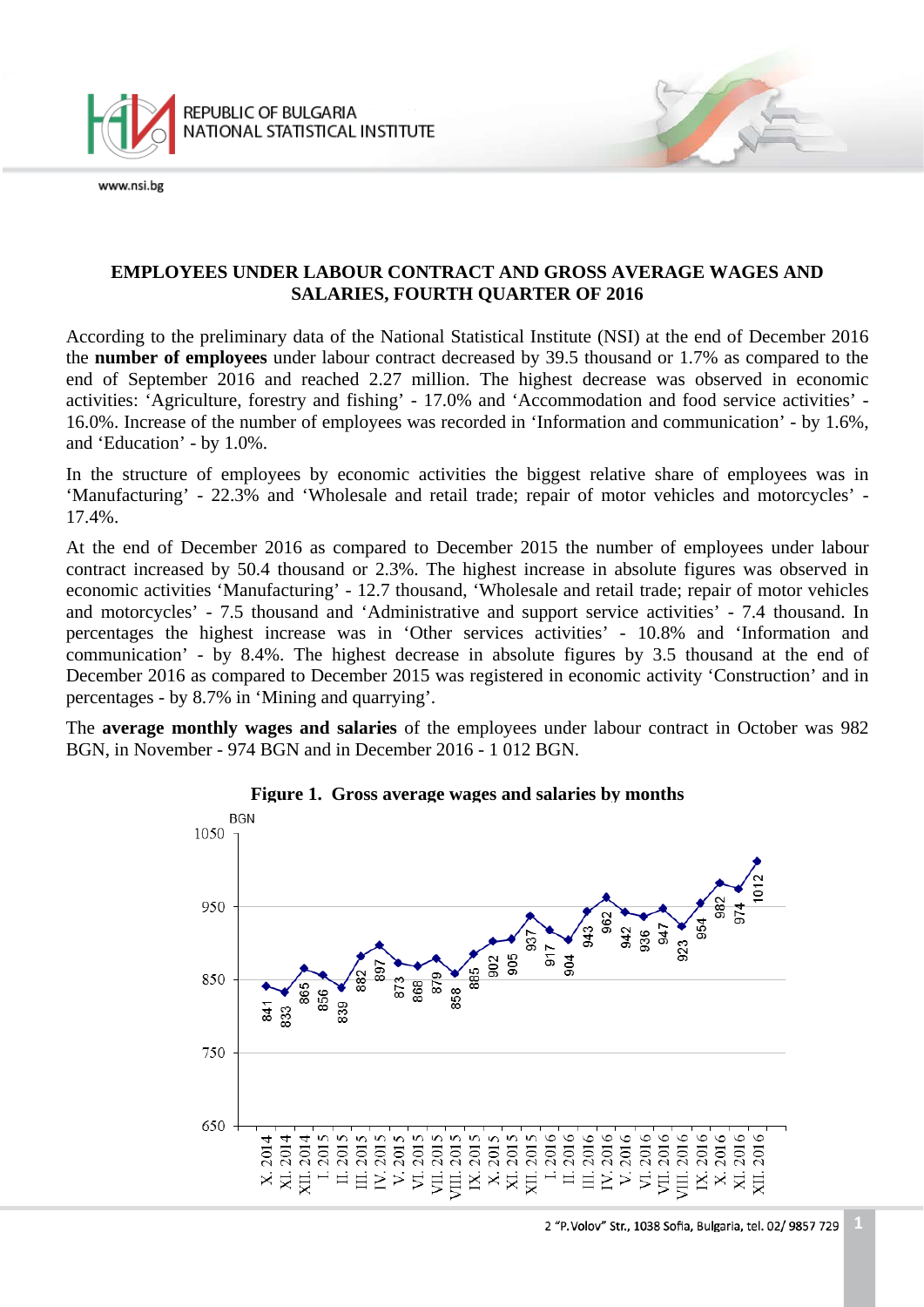# EMPLOYEES UNDER LABOUR CONTRACT AND GROSS AVERAGE WAGES AND SALARIES, FOURTH QUARTER OF 2016

According to the preliminary data of the National Statistical Institute (NSI) at the end of December 2016 the **number of employees** under labour contract decreased by 39.5 thousand or 1.7% as compared to the end of September 2016 and reached 2.27 million. The highest decrease was observed in economic activities: 'Agriculture, forestry and fishing' - 17.0% and 'Accommodation and food service activities' - 16.0%. Increase of the number of employees was recorded in 'Information and communication' - by 1.6%, and 'Education' - by 1.0%.

In the structure of employees by economic activities the biggest relative share of employees was in 'Manufacturing' - 22.3% and 'Wholesale and retail trade; repair of motor vehicles and motorcycles' - 17.4%.

At the end of December 2016 as compared to December 2015 the number of employees under labour contract increased by 50.4 thousand or 2.3%. The highest increase in absolute figures was observed in economic activities 'Manufacturing' - 12.7 thousand, 'Wholesale and retail trade; repair of motor vehicles and motorcycles' - 7.5 thousand and 'Administrative and support service activities' - 7.4 thousand. In percentages the highest increase was in 'Other services activities' - 10.8% and 'Information and communication' - by 8.4%. The highest decrease in absolute figures by 3.5 thousand at the end of December 2016 as compared to December 2015 was registered in economic activity 'Construction' and in percentages - by 8.7% in 'Mining and quarrying'.

The **average monthly wages and salaries** of the employees under labour contract in October was 982 BGN, in November - 974 BGN and in December 2016 - 1 012 BGN.

**Figure 1. Gross average wages and salaries by months**

| Month | BGN |
|---|---|
| X. 2014 | 841 |
| XI. 2014 | 833 |
| XII. 2014 | 865 |
| I. 2015 | 856 |
| II. 2015 | 839 |
| III. 2015 | 882 |
| IV. 2015 | 897 |
| V. 2015 | 873 |
| VI. 2015 | 868 |
| VII. 2015 | 879 |
| VIII. 2015 | 858 |
| IX. 2015 | 885 |
| X. 2015 | 902 |
| XI. 2015 | 905 |
| XII. 2015 | 937 |
| I. 2016 | 917 |
| II. 2016 | 904 |
| III. 2016 | 943 |
| IV. 2016 | 962 |
| V. 2016 | 942 |
| VI. 2016 | 936 |
| VII. 2016 | 947 |
| VIII. 2016 | 923 |
| IX. 2016 | 954 |
| X. 2016 | 982 |
| XI. 2016 | 974 |
| XII. 2016 | 1012 |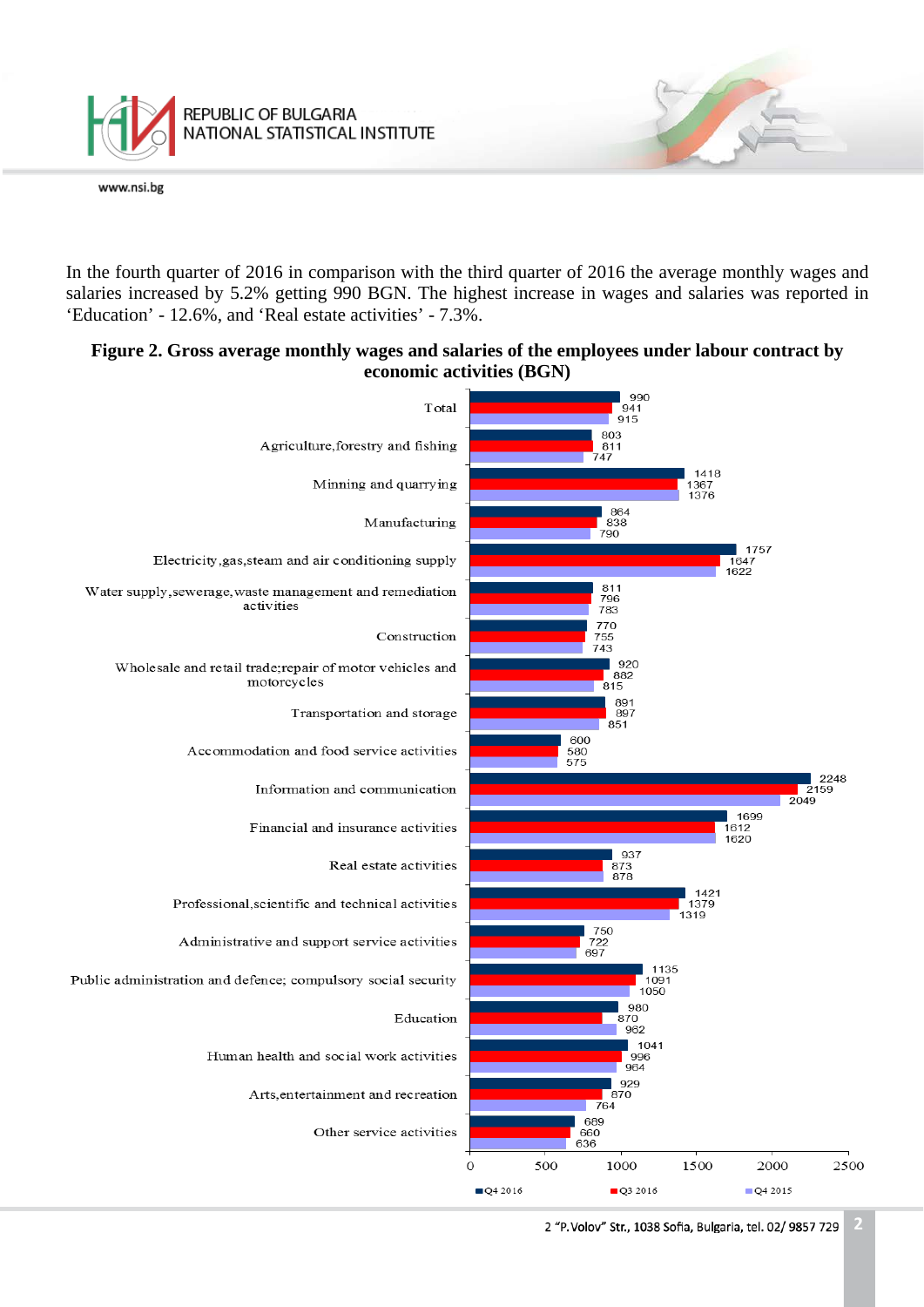In the fourth quarter of 2016 in comparison with the third quarter of 2016 the average monthly wages and salaries increased by 5.2% getting 990 BGN. The highest increase in wages and salaries was reported in 'Education' - 12.6%, and 'Real estate activities' - 7.3%.

**Figure 2. Gross average monthly wages and salaries of the employees under labour contract by economic activities (BGN)**

| Economic activity | Q4 2016 | Q3 2016 | Q4 2015 |
|---|---|---|---|
| Total | 990 | 941 | 915 |
| Agriculture,forestry and fishing | 803 | 811 | 747 |
| Minning and quarrying | 1418 | 1367 | 1376 |
| Manufacturing | 864 | 838 | 790 |
| Electricity,gas,steam and air conditioning supply | 1757 | 1647 | 1622 |
| Water supply,sewerage,waste management and remediation activities | 811 | 796 | 783 |
| Construction | 770 | 755 | 743 |
| Wholesale and retail trade;repair of motor vehicles and motorcycles | 920 | 882 | 815 |
| Transportation and storage | 891 | 897 | 851 |
| Accommodation and food service activities | 600 | 580 | 575 |
| Information and communication | 2248 | 2159 | 2049 |
| Financial and insurance activities | 1699 | 1612 | 1620 |
| Real estate activities | 937 | 873 | 878 |
| Professional,scientific and technical activities | 1421 | 1379 | 1319 |
| Administrative and support service activities | 750 | 722 | 697 |
| Public administration and defence; compulsory social security | 1135 | 1091 | 1050 |
| Education | 980 | 870 | 962 |
| Human health and social work activities | 1041 | 996 | 964 |
| Arts,entertainment and recreation | 929 | 870 | 764 |
| Other service activities | 689 | 660 | 636 |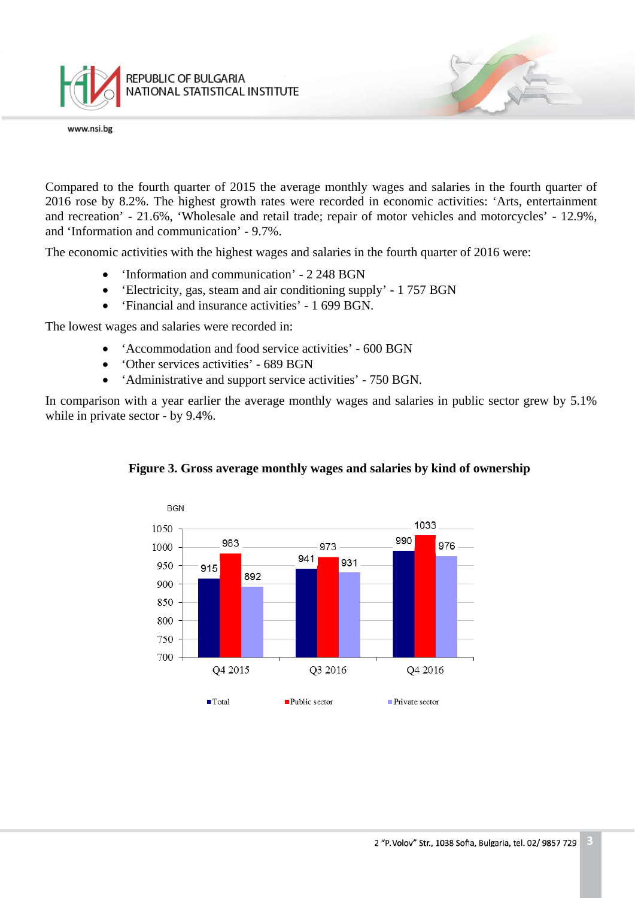Compared to the fourth quarter of 2015 the average monthly wages and salaries in the fourth quarter of 2016 rose by 8.2%. The highest growth rates were recorded in economic activities: ‘Arts, entertainment and recreation’ - 21.6%, ‘Wholesale and retail trade; repair of motor vehicles and motorcycles’ - 12.9%, and ‘Information and communication’ - 9.7%.

The economic activities with the highest wages and salaries in the fourth quarter of 2016 were:

- ‘Information and communication’ - 2 248 BGN
- ‘Electricity, gas, steam and air conditioning supply’ - 1 757 BGN
- ‘Financial and insurance activities’ - 1 699 BGN.

The lowest wages and salaries were recorded in:

- ‘Accommodation and food service activities’ - 600 BGN
- ‘Other services activities’ - 689 BGN
- ‘Administrative and support service activities’ - 750 BGN.

In comparison with a year earlier the average monthly wages and salaries in public sector grew by 5.1% while in private sector - by 9.4%.

**Figure 3. Gross average monthly wages and salaries by kind of ownership**

BGN

| | Total | Public sector | Private sector |
|---|---|---|---|
| Q4 2015 | 915 | 983 | 892 |
| Q3 2016 | 941 | 973 | 931 |
| Q4 2016 | 990 | 1033 | 976 |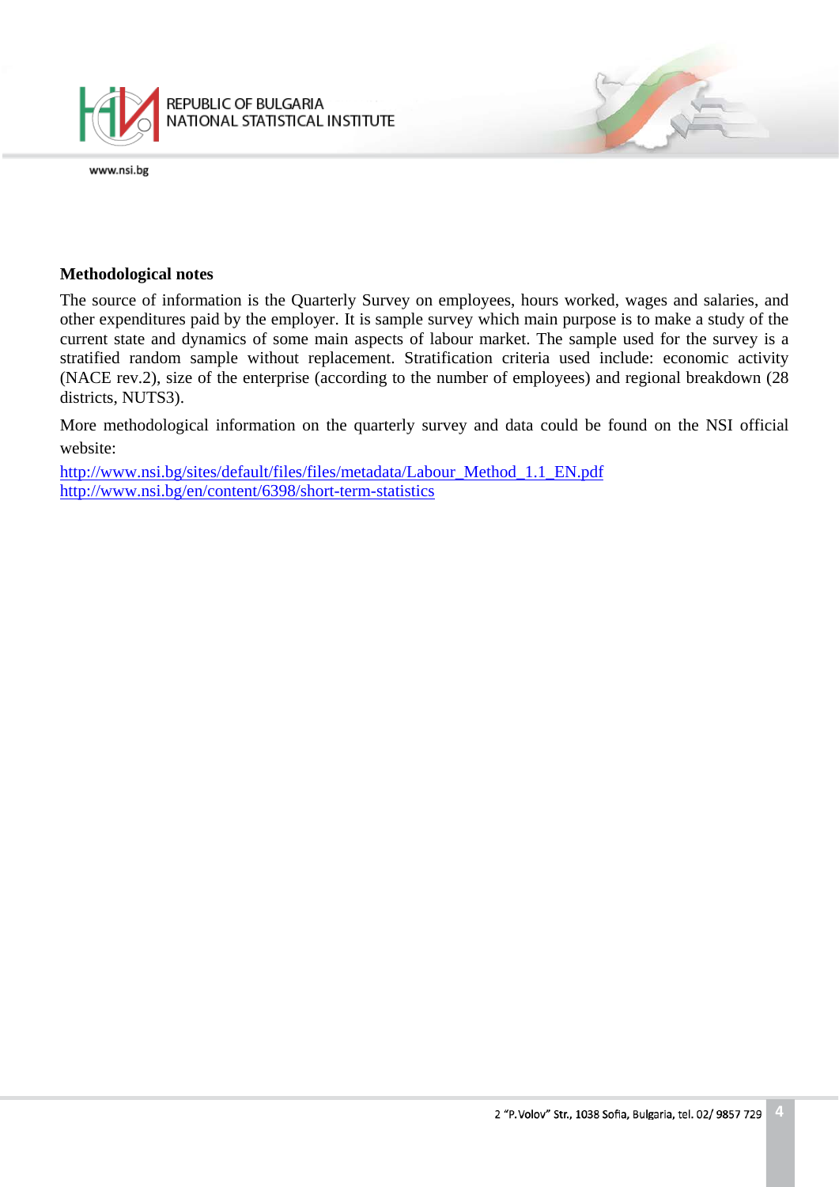## Methodological notes

The source of information is the Quarterly Survey on employees, hours worked, wages and salaries, and other expenditures paid by the employer. It is sample survey which main purpose is to make a study of the current state and dynamics of some main aspects of labour market. The sample used for the survey is a stratified random sample without replacement. Stratification criteria used include: economic activity (NACE rev.2), size of the enterprise (according to the number of employees) and regional breakdown (28 districts, NUTS3).

More methodological information on the quarterly survey and data could be found on the NSI official website:

http://www.nsi.bg/sites/default/files/files/metadata/Labour_Method_1.1_EN.pdf
http://www.nsi.bg/en/content/6398/short-term-statistics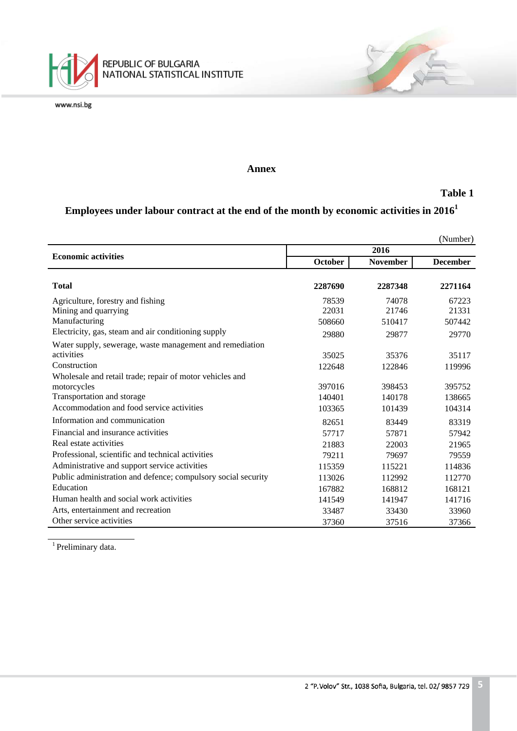## Annex

**Table 1**

### Employees under labour contract at the end of the month by economic activities in 2016[1]

(Number)

| Economic activities | 2016 | | |
|---|---|---|---|
| | October | November | December |
| **Total** | **2287690** | **2287348** | **2271164** |
| Agriculture, forestry and fishing | 78539 | 74078 | 67223 |
| Mining and quarrying | 22031 | 21746 | 21331 |
| Manufacturing | 508660 | 510417 | 507442 |
| Electricity, gas, steam and air conditioning supply | 29880 | 29877 | 29770 |
| Water supply, sewerage, waste management and remediation activities | 35025 | 35376 | 35117 |
| Construction | 122648 | 122846 | 119996 |
| Wholesale and retail trade; repair of motor vehicles and motorcycles | 397016 | 398453 | 395752 |
| Transportation and storage | 140401 | 140178 | 138665 |
| Accommodation and food service activities | 103365 | 101439 | 104314 |
| Information and communication | 82651 | 83449 | 83319 |
| Financial and insurance activities | 57717 | 57871 | 57942 |
| Real estate activities | 21883 | 22003 | 21965 |
| Professional, scientific and technical activities | 79211 | 79697 | 79559 |
| Administrative and support service activities | 115359 | 115221 | 114836 |
| Public administration and defence; compulsory social security | 113026 | 112992 | 112770 |
| Education | 167882 | 168812 | 168121 |
| Human health and social work activities | 141549 | 141947 | 141716 |
| Arts, entertainment and recreation | 33487 | 33430 | 33960 |
| Other service activities | 37360 | 37516 | 37366 |

[1] Preliminary data.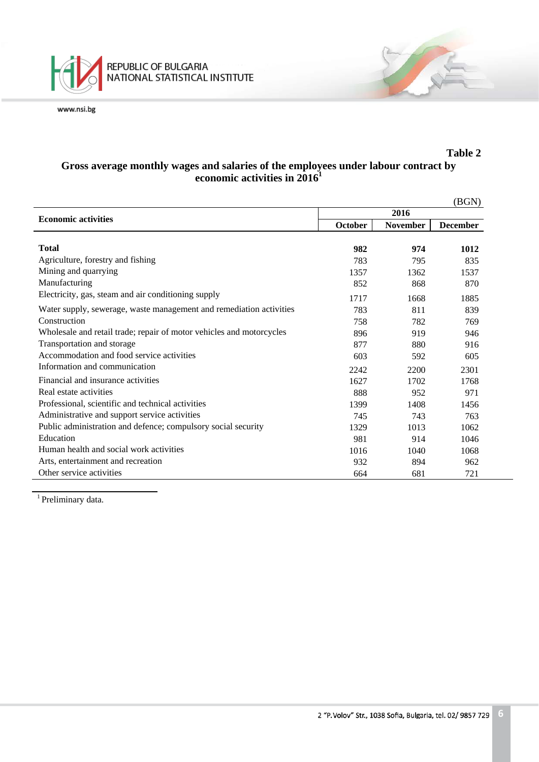**Table 2**

**Gross average monthly wages and salaries of the employees under labour contract by economic activities in 2016[1]**

(BGN)

| Economic activities | 2016 | | |
|---|---|---|---|
| | October | November | December |
| **Total** | **982** | **974** | **1012** |
| Agriculture, forestry and fishing | 783 | 795 | 835 |
| Mining and quarrying | 1357 | 1362 | 1537 |
| Manufacturing | 852 | 868 | 870 |
| Electricity, gas, steam and air conditioning supply | 1717 | 1668 | 1885 |
| Water supply, sewerage, waste management and remediation activities | 783 | 811 | 839 |
| Construction | 758 | 782 | 769 |
| Wholesale and retail trade; repair of motor vehicles and motorcycles | 896 | 919 | 946 |
| Transportation and storage | 877 | 880 | 916 |
| Accommodation and food service activities | 603 | 592 | 605 |
| Information and communication | 2242 | 2200 | 2301 |
| Financial and insurance activities | 1627 | 1702 | 1768 |
| Real estate activities | 888 | 952 | 971 |
| Professional, scientific and technical activities | 1399 | 1408 | 1456 |
| Administrative and support service activities | 745 | 743 | 763 |
| Public administration and defence; compulsory social security | 1329 | 1013 | 1062 |
| Education | 981 | 914 | 1046 |
| Human health and social work activities | 1016 | 1040 | 1068 |
| Arts, entertainment and recreation | 932 | 894 | 962 |
| Other service activities | 664 | 681 | 721 |

[1] Preliminary data.